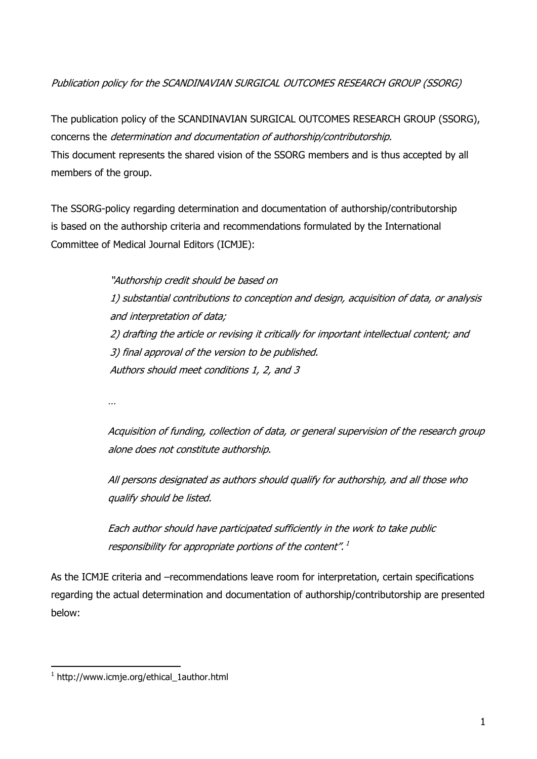*Publication policy for the SCANDINAVIAN SURGICAL OUTCOMES RESEARCH GROUP (SSORG)*

The publication policy of the SCANDINAVIAN SURGICAL OUTCOMES RESEARCH GROUP (SSORG), concerns the *determination and documentation of authorship/contributorship.*
This document represents the shared vision of the SSORG members and is thus accepted by all members of the group.

The SSORG-policy regarding determination and documentation of authorship/contributorship is based on the authorship criteria and recommendations formulated by the International Committee of Medical Journal Editors (ICMJE):

> *"Authorship credit should be based on*
> *1) substantial contributions to conception and design, acquisition of data, or analysis and interpretation of data;*
> *2) drafting the article or revising it critically for important intellectual content; and*
> *3) final approval of the version to be published.*
> *Authors should meet conditions 1, 2, and 3*
>
> *…*
>
> *Acquisition of funding, collection of data, or general supervision of the research group alone does not constitute authorship.*
>
> *All persons designated as authors should qualify for authorship, and all those who qualify should be listed.*
>
> *Each author should have participated sufficiently in the work to take public responsibility for appropriate portions of the content".* [1]

As the ICMJE criteria and –recommendations leave room for interpretation, certain specifications regarding the actual determination and documentation of authorship/contributorship are presented below:

---

[1] http://www.icmje.org/ethical_1author.html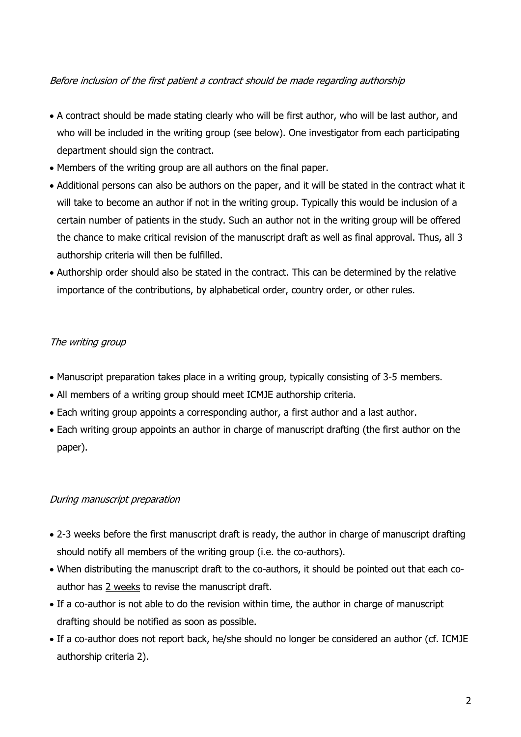*Before inclusion of the first patient a contract should be made regarding authorship*

- A contract should be made stating clearly who will be first author, who will be last author, and who will be included in the writing group (see below). One investigator from each participating department should sign the contract.
- Members of the writing group are all authors on the final paper.
- Additional persons can also be authors on the paper, and it will be stated in the contract what it will take to become an author if not in the writing group. Typically this would be inclusion of a certain number of patients in the study. Such an author not in the writing group will be offered the chance to make critical revision of the manuscript draft as well as final approval. Thus, all 3 authorship criteria will then be fulfilled.
- Authorship order should also be stated in the contract. This can be determined by the relative importance of the contributions, by alphabetical order, country order, or other rules.

*The writing group*

- Manuscript preparation takes place in a writing group, typically consisting of 3-5 members.
- All members of a writing group should meet ICMJE authorship criteria.
- Each writing group appoints a corresponding author, a first author and a last author.
- Each writing group appoints an author in charge of manuscript drafting (the first author on the paper).

*During manuscript preparation*

- 2-3 weeks before the first manuscript draft is ready, the author in charge of manuscript drafting should notify all members of the writing group (i.e. the co-authors).
- When distributing the manuscript draft to the co-authors, it should be pointed out that each co-author has <u>2 weeks</u> to revise the manuscript draft.
- If a co-author is not able to do the revision within time, the author in charge of manuscript drafting should be notified as soon as possible.
- If a co-author does not report back, he/she should no longer be considered an author (cf. ICMJE authorship criteria 2).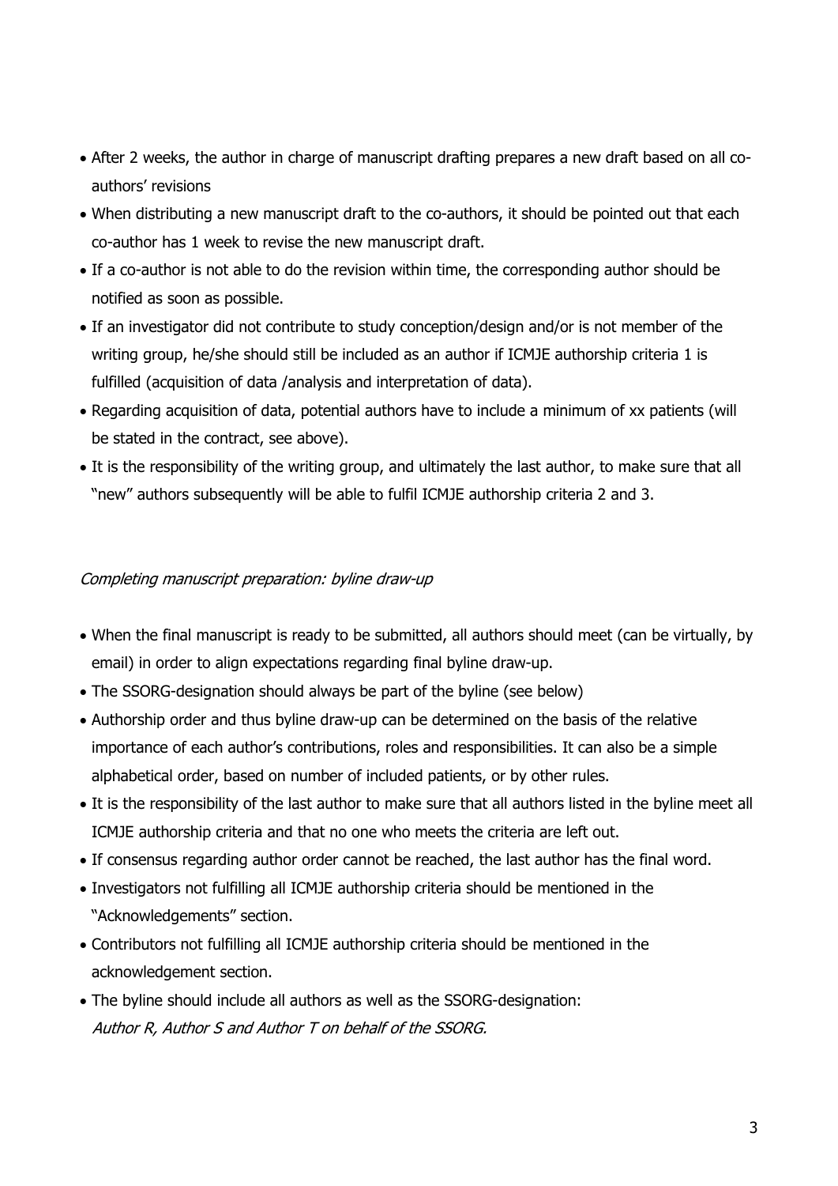- After 2 weeks, the author in charge of manuscript drafting prepares a new draft based on all co-authors' revisions
- When distributing a new manuscript draft to the co-authors, it should be pointed out that each co-author has 1 week to revise the new manuscript draft.
- If a co-author is not able to do the revision within time, the corresponding author should be notified as soon as possible.
- If an investigator did not contribute to study conception/design and/or is not member of the writing group, he/she should still be included as an author if ICMJE authorship criteria 1 is fulfilled (acquisition of data /analysis and interpretation of data).
- Regarding acquisition of data, potential authors have to include a minimum of xx patients (will be stated in the contract, see above).
- It is the responsibility of the writing group, and ultimately the last author, to make sure that all "new" authors subsequently will be able to fulfil ICMJE authorship criteria 2 and 3.

*Completing manuscript preparation: byline draw-up*

- When the final manuscript is ready to be submitted, all authors should meet (can be virtually, by email) in order to align expectations regarding final byline draw-up.
- The SSORG-designation should always be part of the byline (see below)
- Authorship order and thus byline draw-up can be determined on the basis of the relative importance of each author's contributions, roles and responsibilities. It can also be a simple alphabetical order, based on number of included patients, or by other rules.
- It is the responsibility of the last author to make sure that all authors listed in the byline meet all ICMJE authorship criteria and that no one who meets the criteria are left out.
- If consensus regarding author order cannot be reached, the last author has the final word.
- Investigators not fulfilling all ICMJE authorship criteria should be mentioned in the "Acknowledgements" section.
- Contributors not fulfilling all ICMJE authorship criteria should be mentioned in the acknowledgement section.
- The byline should include all authors as well as the SSORG-designation:
  *Author R, Author S and Author T on behalf of the SSORG.*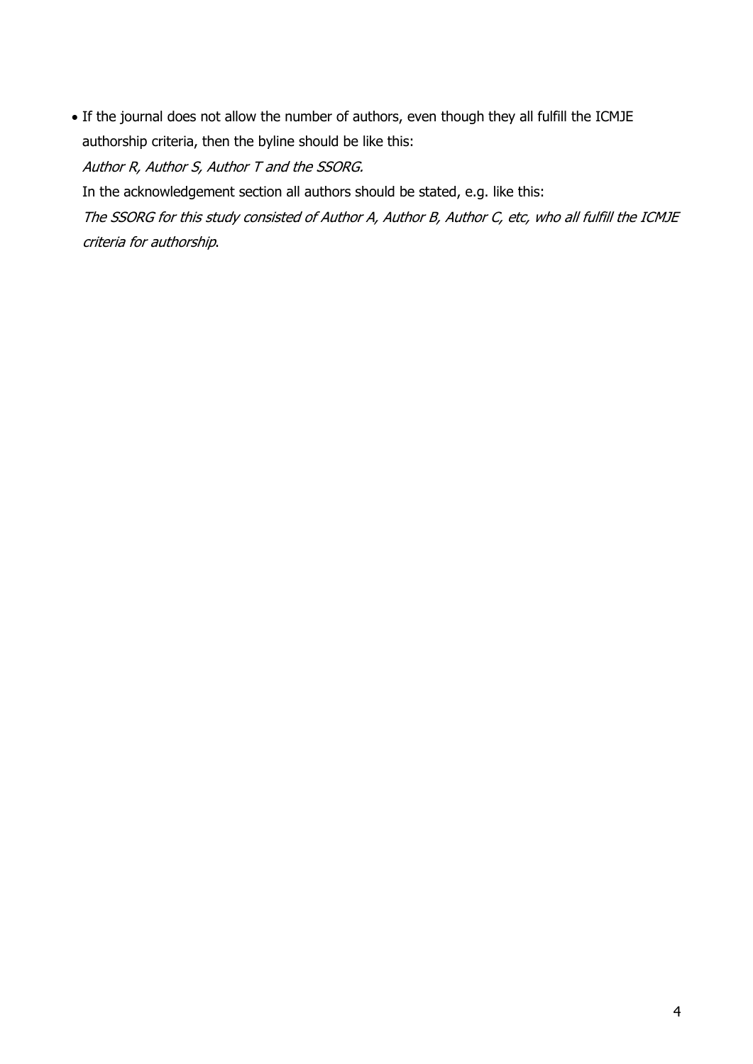- If the journal does not allow the number of authors, even though they all fulfill the ICMJE authorship criteria, then the byline should be like this:

  *Author R, Author S, Author T and the SSORG.*

  In the acknowledgement section all authors should be stated, e.g. like this:

  *The SSORG for this study consisted of Author A, Author B, Author C, etc, who all fulfill the ICMJE criteria for authorship*.